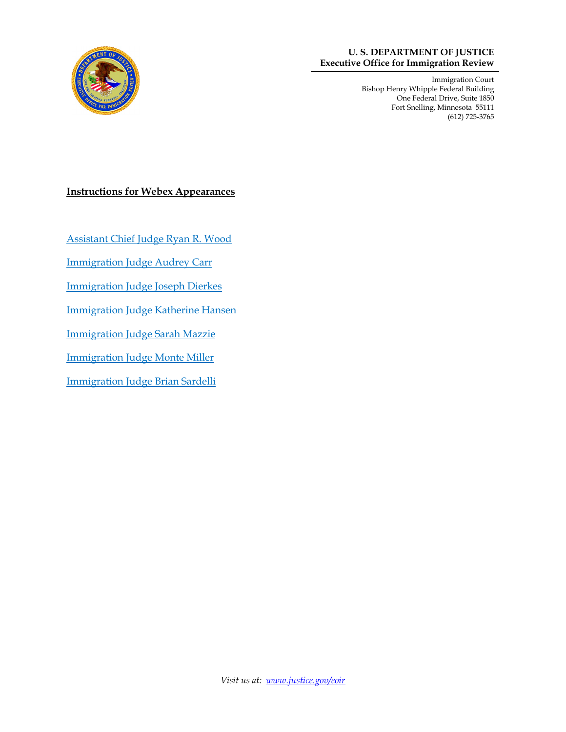**U. S. DEPARTMENT OF JUSTICE**
**Executive Office for Immigration Review**

Immigration Court
Bishop Henry Whipple Federal Building
One Federal Drive, Suite 1850
Fort Snelling, Minnesota 55111
(612) 725-3765

## Instructions for Webex Appearances

Assistant Chief Judge Ryan R. Wood

Immigration Judge Audrey Carr

Immigration Judge Joseph Dierkes

Immigration Judge Katherine Hansen

Immigration Judge Sarah Mazzie

Immigration Judge Monte Miller

Immigration Judge Brian Sardelli

*Visit us at: www.justice.gov/eoir*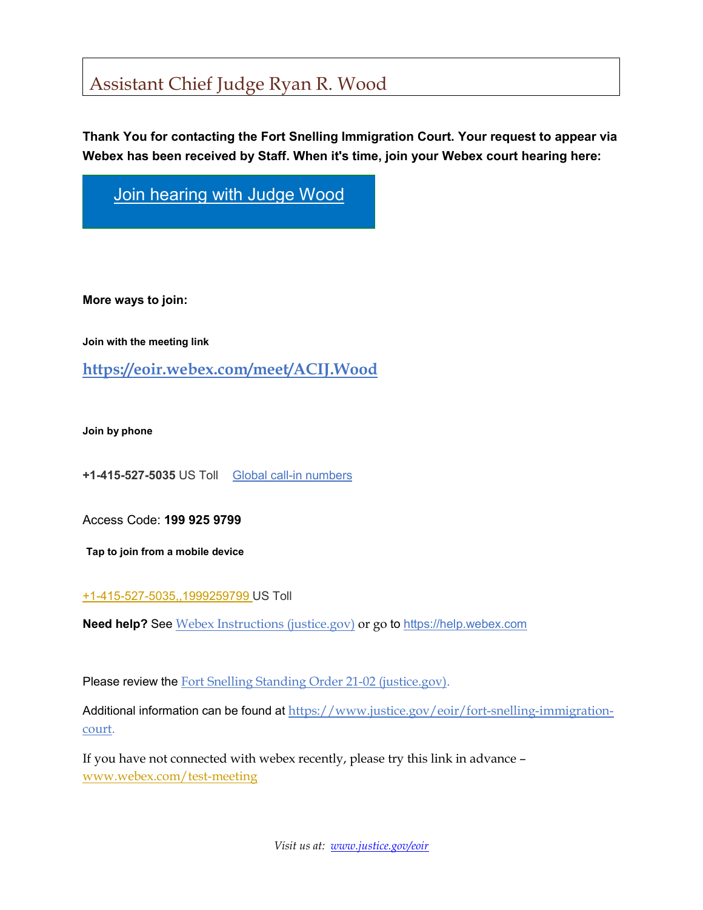# Assistant Chief Judge Ryan R. Wood

**Thank You for contacting the Fort Snelling Immigration Court. Your request to appear via Webex has been received by Staff. When it's time, join your Webex court hearing here:**

[Join hearing with Judge Wood]

**More ways to join:**

**Join with the meeting link**

**https://eoir.webex.com/meet/ACIJ.Wood**

**Join by phone**

**+1-415-527-5035** US Toll  Global call-in numbers

Access Code: **199 925 9799**

**Tap to join from a mobile device**

+1-415-527-5035,,1999259799 US Toll

**Need help?** See Webex Instructions (justice.gov) or go to https://help.webex.com

Please review the Fort Snelling Standing Order 21-02 (justice.gov).

Additional information can be found at https://www.justice.gov/eoir/fort-snelling-immigration-court.

If you have not connected with webex recently, please try this link in advance – www.webex.com/test-meeting

*Visit us at: www.justice.gov/eoir*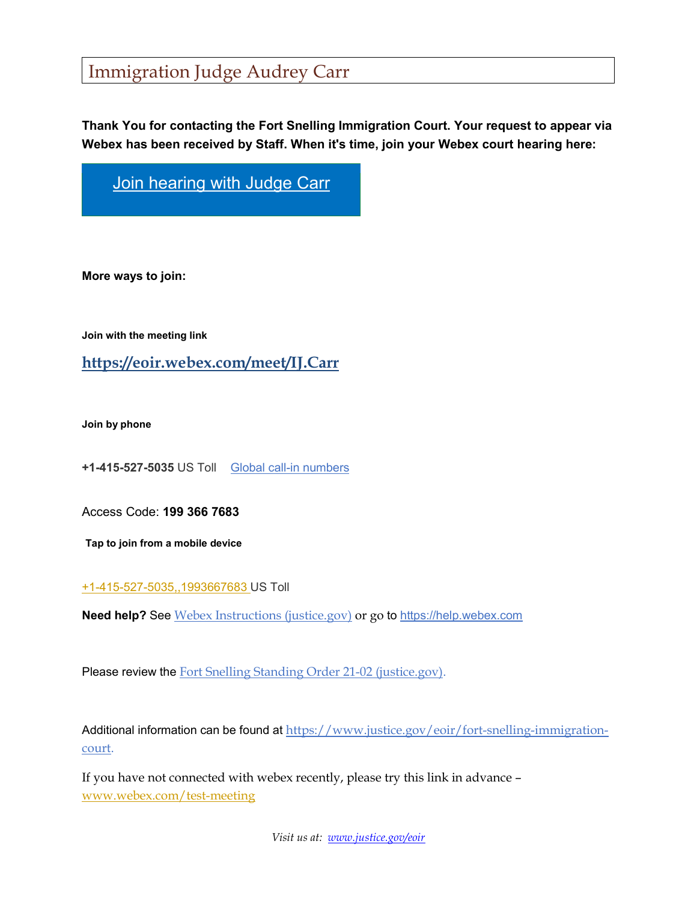# Immigration Judge Audrey Carr

**Thank You for contacting the Fort Snelling Immigration Court. Your request to appear via Webex has been received by Staff. When it's time, join your Webex court hearing here:**

[Join hearing with Judge Carr]

**More ways to join:**

**Join with the meeting link**

**https://eoir.webex.com/meet/IJ.Carr**

**Join by phone**

**+1-415-527-5035** US Toll    Global call-in numbers

Access Code: **199 366 7683**

**Tap to join from a mobile device**

+1-415-527-5035,,1993667683 US Toll

**Need help?** See Webex Instructions (justice.gov) or go to https://help.webex.com

Please review the Fort Snelling Standing Order 21-02 (justice.gov).

Additional information can be found at https://www.justice.gov/eoir/fort-snelling-immigration-court.

If you have not connected with webex recently, please try this link in advance – www.webex.com/test-meeting

*Visit us at: www.justice.gov/eoir*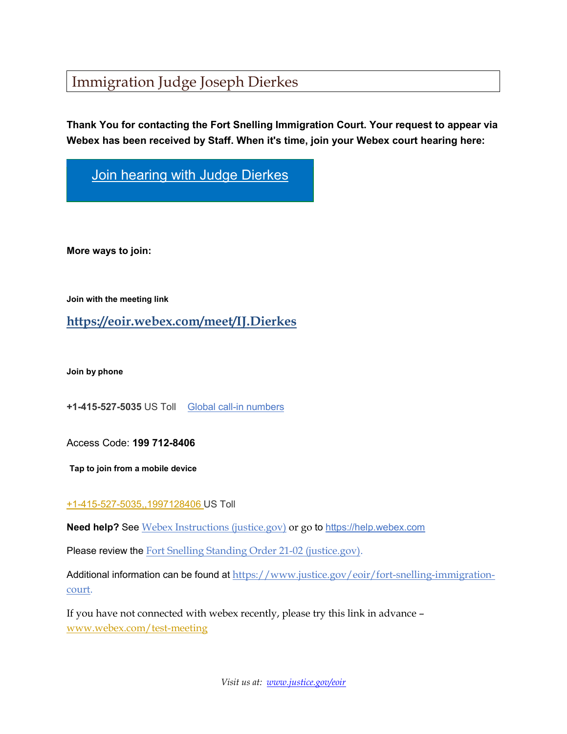# Immigration Judge Joseph Dierkes

**Thank You for contacting the Fort Snelling Immigration Court. Your request to appear via Webex has been received by Staff. When it's time, join your Webex court hearing here:**

Join hearing with Judge Dierkes

**More ways to join:**

**Join with the meeting link**

**https://eoir.webex.com/meet/IJ.Dierkes**

**Join by phone**

**+1-415-527-5035** US Toll    Global call-in numbers

Access Code: **199 712-8406**

**Tap to join from a mobile device**

+1-415-527-5035,,1997128406 US Toll

**Need help?** See Webex Instructions (justice.gov) or go to https://help.webex.com

Please review the Fort Snelling Standing Order 21-02 (justice.gov).

Additional information can be found at https://www.justice.gov/eoir/fort-snelling-immigration-court.

If you have not connected with webex recently, please try this link in advance – www.webex.com/test-meeting

*Visit us at: www.justice.gov/eoir*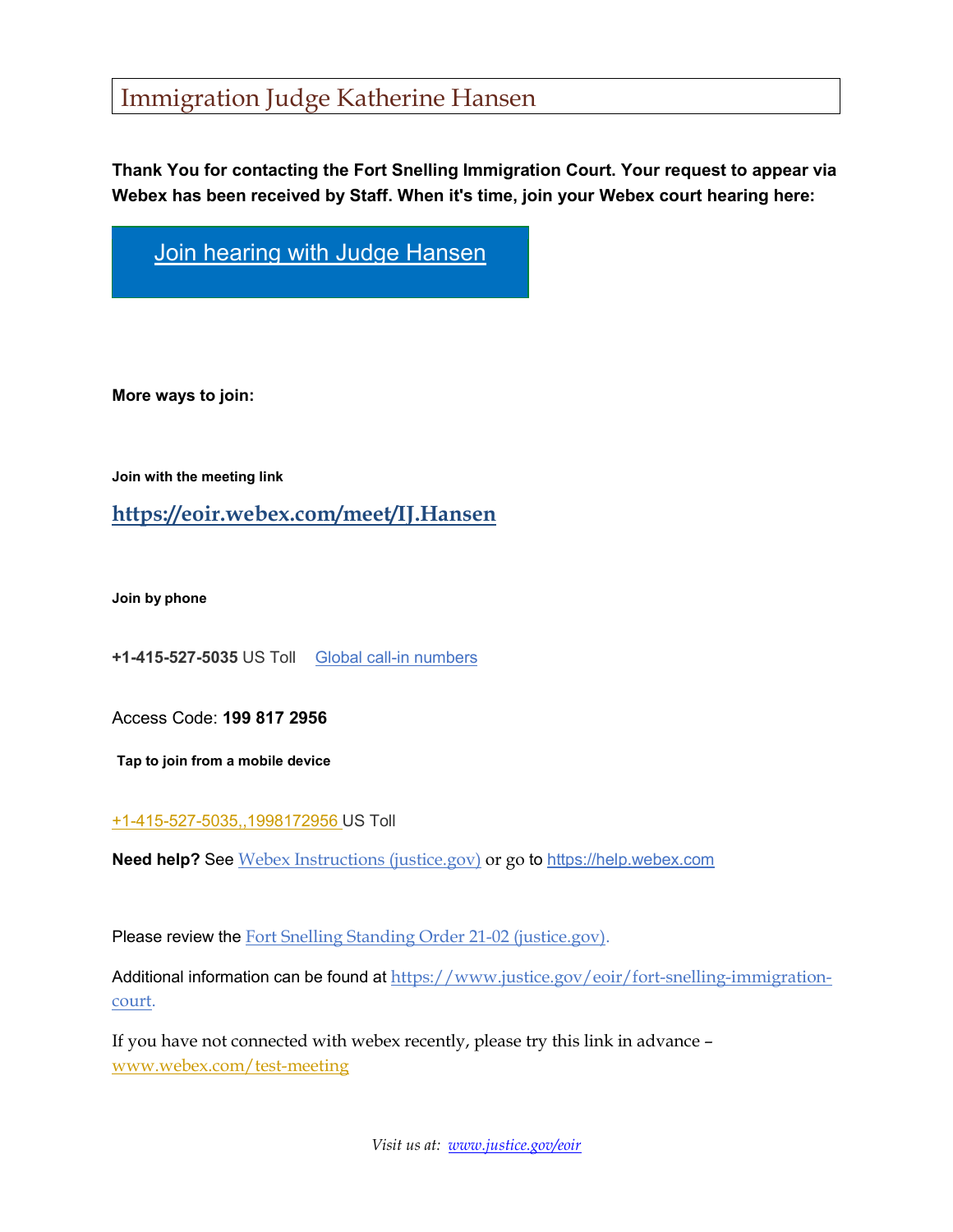# Immigration Judge Katherine Hansen

**Thank You for contacting the Fort Snelling Immigration Court. Your request to appear via Webex has been received by Staff. When it's time, join your Webex court hearing here:**

Join hearing with Judge Hansen

**More ways to join:**

**Join with the meeting link**

**https://eoir.webex.com/meet/IJ.Hansen**

**Join by phone**

**+1-415-527-5035** US Toll    Global call-in numbers

Access Code: **199 817 2956**

**Tap to join from a mobile device**

+1-415-527-5035,,1998172956 US Toll

**Need help?** See Webex Instructions (justice.gov) or go to https://help.webex.com

Please review the Fort Snelling Standing Order 21-02 (justice.gov).

Additional information can be found at https://www.justice.gov/eoir/fort-snelling-immigration-court.

If you have not connected with webex recently, please try this link in advance – www.webex.com/test-meeting

*Visit us at: www.justice.gov/eoir*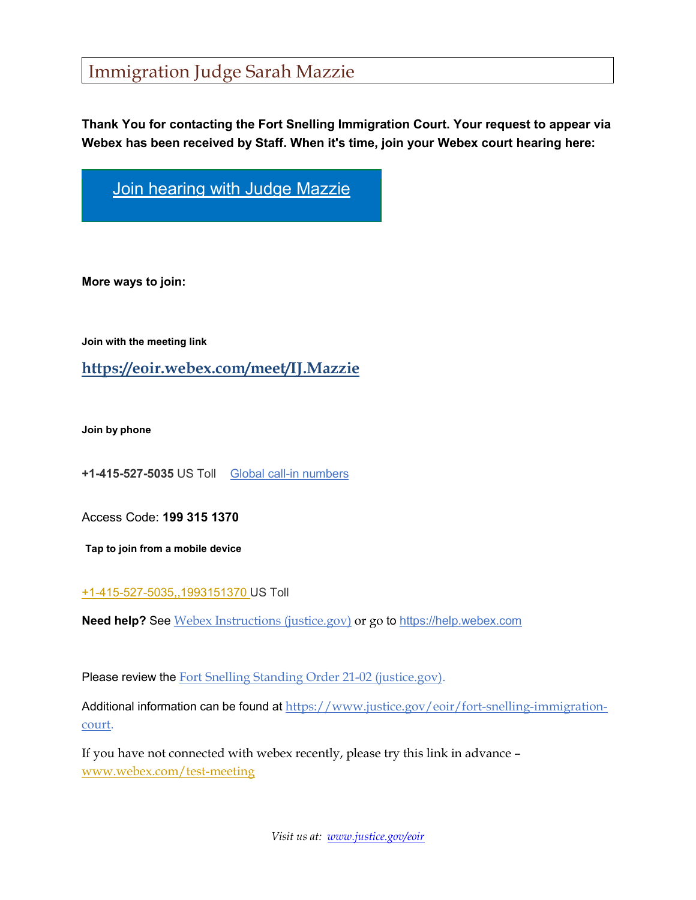# Immigration Judge Sarah Mazzie

**Thank You for contacting the Fort Snelling Immigration Court. Your request to appear via Webex has been received by Staff. When it's time, join your Webex court hearing here:**

Join hearing with Judge Mazzie

**More ways to join:**

**Join with the meeting link**

**https://eoir.webex.com/meet/IJ.Mazzie**

**Join by phone**

**+1-415-527-5035** US Toll    Global call-in numbers

Access Code: **199 315 1370**

**Tap to join from a mobile device**

+1-415-527-5035,,1993151370 US Toll

**Need help?** See Webex Instructions (justice.gov) or go to https://help.webex.com

Please review the Fort Snelling Standing Order 21-02 (justice.gov).

Additional information can be found at https://www.justice.gov/eoir/fort-snelling-immigration-court.

If you have not connected with webex recently, please try this link in advance – www.webex.com/test-meeting

*Visit us at: www.justice.gov/eoir*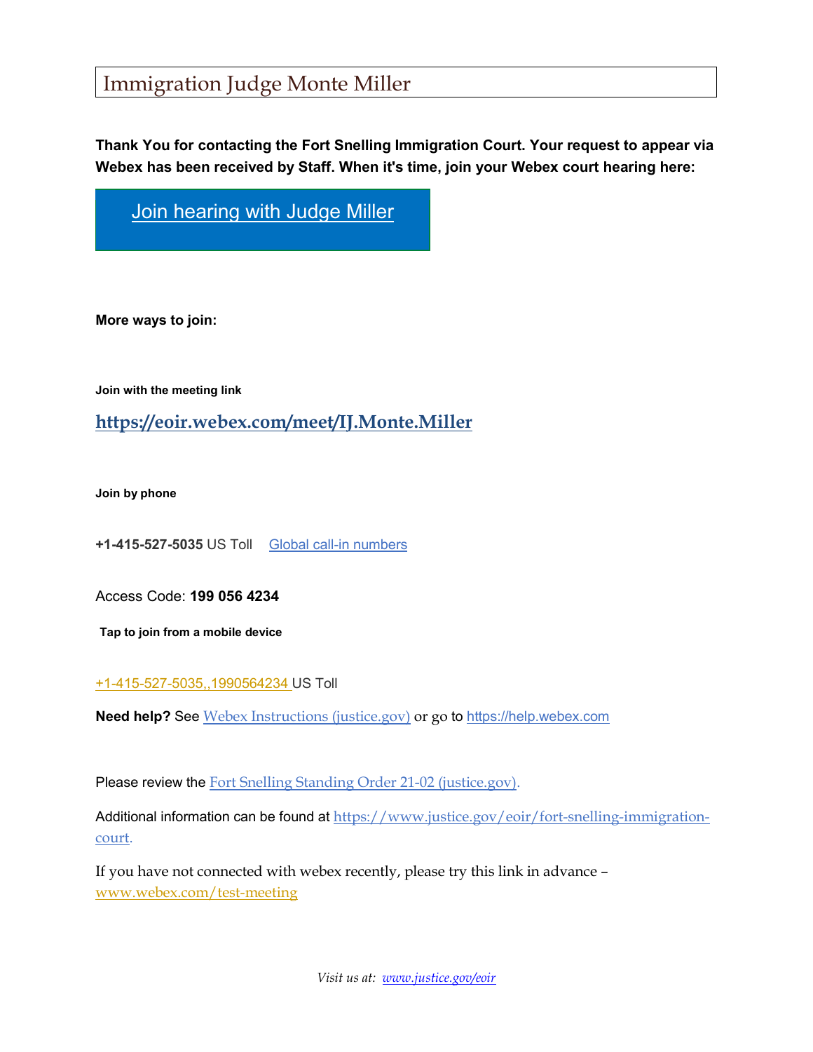# Immigration Judge Monte Miller

**Thank You for contacting the Fort Snelling Immigration Court. Your request to appear via Webex has been received by Staff. When it's time, join your Webex court hearing here:**

[Join hearing with Judge Miller]

**More ways to join:**

**Join with the meeting link**

**https://eoir.webex.com/meet/IJ.Monte.Miller**

**Join by phone**

**+1-415-527-5035** US Toll   Global call-in numbers

Access Code: **199 056 4234**

**Tap to join from a mobile device**

+1-415-527-5035,,1990564234 US Toll

**Need help?** See Webex Instructions (justice.gov) or go to https://help.webex.com

Please review the Fort Snelling Standing Order 21-02 (justice.gov).

Additional information can be found at https://www.justice.gov/eoir/fort-snelling-immigration-court.

If you have not connected with webex recently, please try this link in advance – www.webex.com/test-meeting

*Visit us at: www.justice.gov/eoir*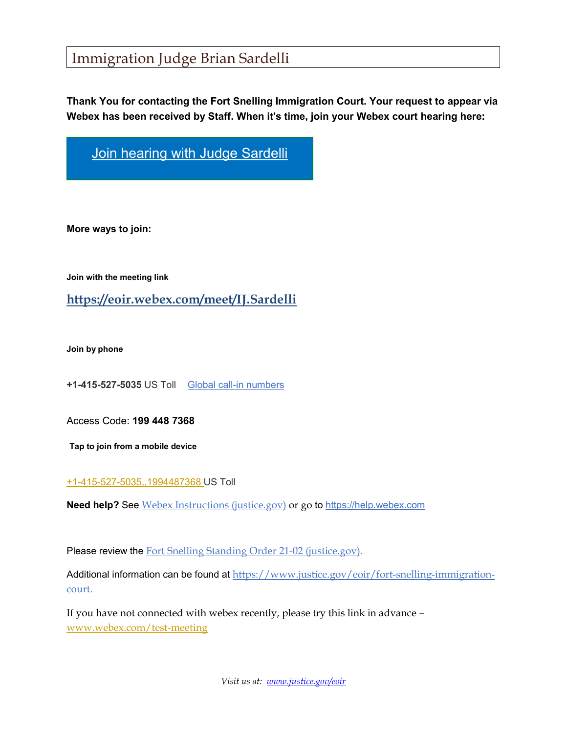# Immigration Judge Brian Sardelli

**Thank You for contacting the Fort Snelling Immigration Court. Your request to appear via Webex has been received by Staff. When it's time, join your Webex court hearing here:**

[Join hearing with Judge Sardelli]

**More ways to join:**

**Join with the meeting link**

**https://eoir.webex.com/meet/IJ.Sardelli**

**Join by phone**

**+1-415-527-5035** US Toll Global call-in numbers

Access Code: **199 448 7368**

**Tap to join from a mobile device**

+1-415-527-5035,,1994487368 US Toll

**Need help?** See Webex Instructions (justice.gov) or go to https://help.webex.com

Please review the Fort Snelling Standing Order 21-02 (justice.gov).

Additional information can be found at https://www.justice.gov/eoir/fort-snelling-immigration-court.

If you have not connected with webex recently, please try this link in advance – www.webex.com/test-meeting

*Visit us at: www.justice.gov/eoir*